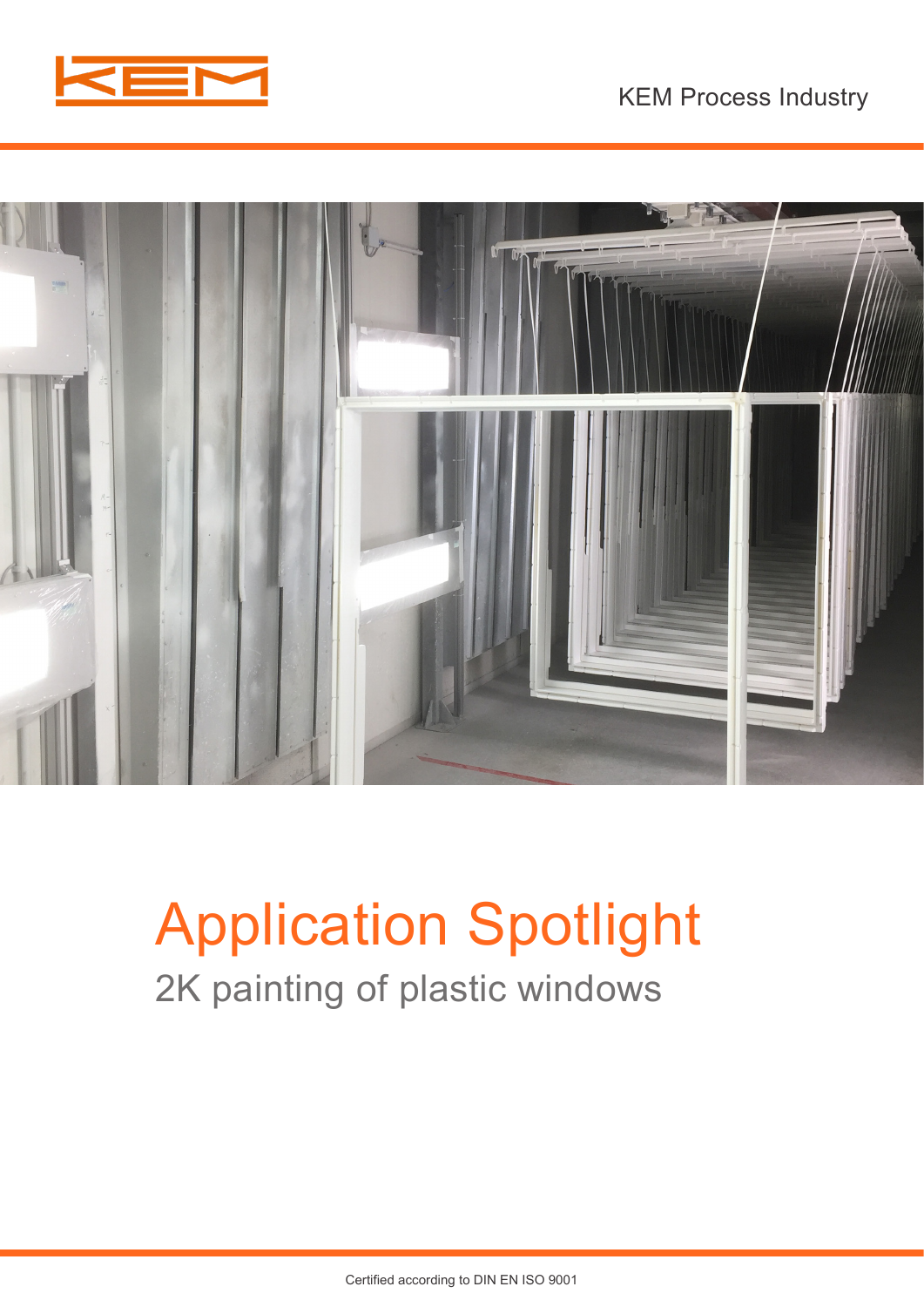KEM Process Industry

# Application Spotlight

## 2K painting of plastic windows

Certified according to DIN EN ISO 9001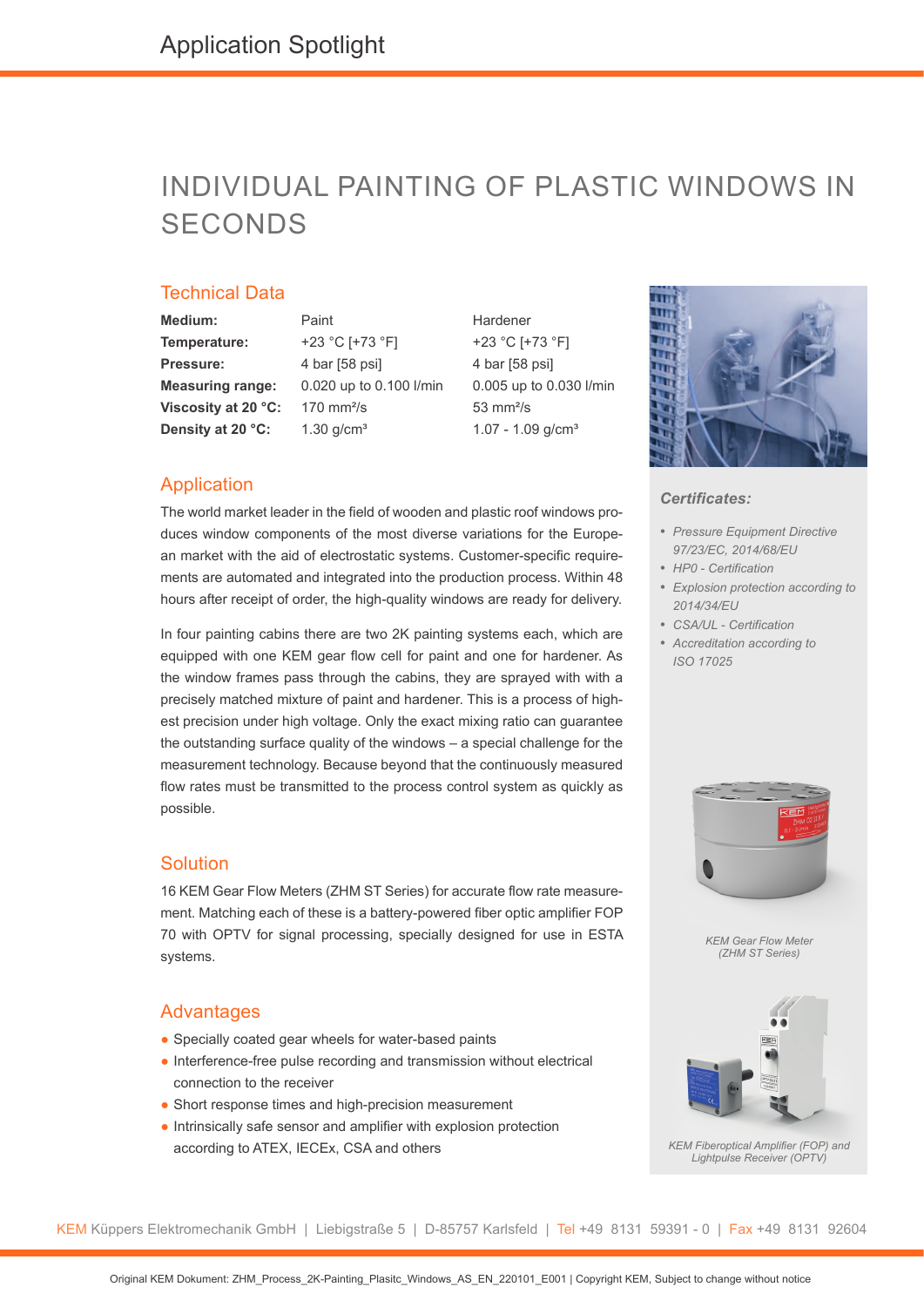# INDIVIDUAL PAINTING OF PLASTIC WINDOWS IN SECONDS

## Technical Data

| | | |
|---|---|---|
| **Medium:** | Paint | Hardener |
| **Temperature:** | +23 °C [+73 °F] | +23 °C [+73 °F] |
| **Pressure:** | 4 bar [58 psi] | 4 bar [58 psi] |
| **Measuring range:** | 0.020 up to 0.100 l/min | 0.005 up to 0.030 l/min |
| **Viscosity at 20 °C:** | 170 mm²/s | 53 mm²/s |
| **Density at 20 °C:** | 1.30 g/cm³ | 1.07 - 1.09 g/cm³ |

## Application

The world market leader in the field of wooden and plastic roof windows produces window components of the most diverse variations for the European market with the aid of electrostatic systems. Customer-specific requirements are automated and integrated into the production process. Within 48 hours after receipt of order, the high-quality windows are ready for delivery.

In four painting cabins there are two 2K painting systems each, which are equipped with one KEM gear flow cell for paint and one for hardener. As the window frames pass through the cabins, they are sprayed with with a precisely matched mixture of paint and hardener. This is a process of highest precision under high voltage. Only the exact mixing ratio can guarantee the outstanding surface quality of the windows – a special challenge for the measurement technology. Because beyond that the continuously measured flow rates must be transmitted to the process control system as quickly as possible.

## Solution

16 KEM Gear Flow Meters (ZHM ST Series) for accurate flow rate measurement. Matching each of these is a battery-powered fiber optic amplifier FOP 70 with OPTV for signal processing, specially designed for use in ESTA systems.

## Advantages

- Specially coated gear wheels for water-based paints
- Interference-free pulse recording and transmission without electrical connection to the receiver
- Short response times and high-precision measurement
- Intrinsically safe sensor and amplifier with explosion protection according to ATEX, IECEx, CSA and others

### *Certificates:*

- *Pressure Equipment Directive 97/23/EC, 2014/68/EU*
- *HP0 - Certification*
- *Explosion protection according to 2014/34/EU*
- *CSA/UL - Certification*
- *Accreditation according to ISO 17025*

*KEM Gear Flow Meter (ZHM ST Series)*

*KEM Fiberoptical Amplifier (FOP) and Lightpulse Receiver (OPTV)*

KEM Küppers Elektromechanik GmbH | Liebigstraße 5 | D-85757 Karlsfeld | Tel +49 8131 59391 - 0 | Fax +49 8131 92604

Original KEM Dokument: ZHM_Process_2K-Painting_Plasitc_Windows_AS_EN_220101_E001 | Copyright KEM, Subject to change without notice